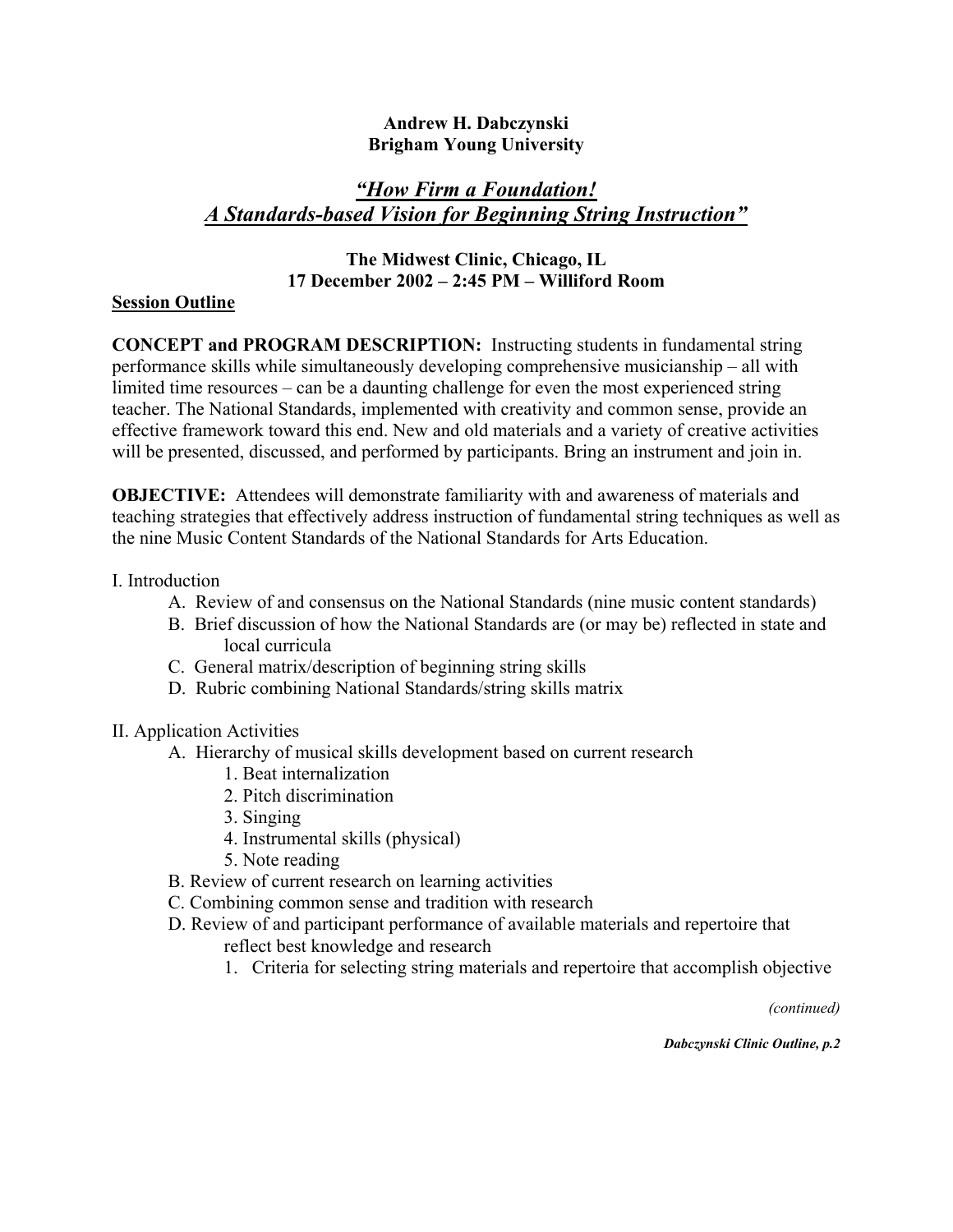**Andrew H. Dabczynski**
**Brigham Young University**

# *"How Firm a Foundation! A Standards-based Vision for Beginning String Instruction"*

**The Midwest Clinic, Chicago, IL**
**17 December 2002 – 2:45 PM – Williford Room**

## Session Outline

**CONCEPT and PROGRAM DESCRIPTION:** Instructing students in fundamental string performance skills while simultaneously developing comprehensive musicianship – all with limited time resources – can be a daunting challenge for even the most experienced string teacher. The National Standards, implemented with creativity and common sense, provide an effective framework toward this end. New and old materials and a variety of creative activities will be presented, discussed, and performed by participants. Bring an instrument and join in.

**OBJECTIVE:** Attendees will demonstrate familiarity with and awareness of materials and teaching strategies that effectively address instruction of fundamental string techniques as well as the nine Music Content Standards of the National Standards for Arts Education.

I. Introduction

- A. Review of and consensus on the National Standards (nine music content standards)
- B. Brief discussion of how the National Standards are (or may be) reflected in state and local curricula
- C. General matrix/description of beginning string skills
- D. Rubric combining National Standards/string skills matrix

II. Application Activities

- A. Hierarchy of musical skills development based on current research
  1. Beat internalization
  2. Pitch discrimination
  3. Singing
  4. Instrumental skills (physical)
  5. Note reading
- B. Review of current research on learning activities
- C. Combining common sense and tradition with research
- D. Review of and participant performance of available materials and repertoire that reflect best knowledge and research
  1. Criteria for selecting string materials and repertoire that accomplish objective

*(continued)*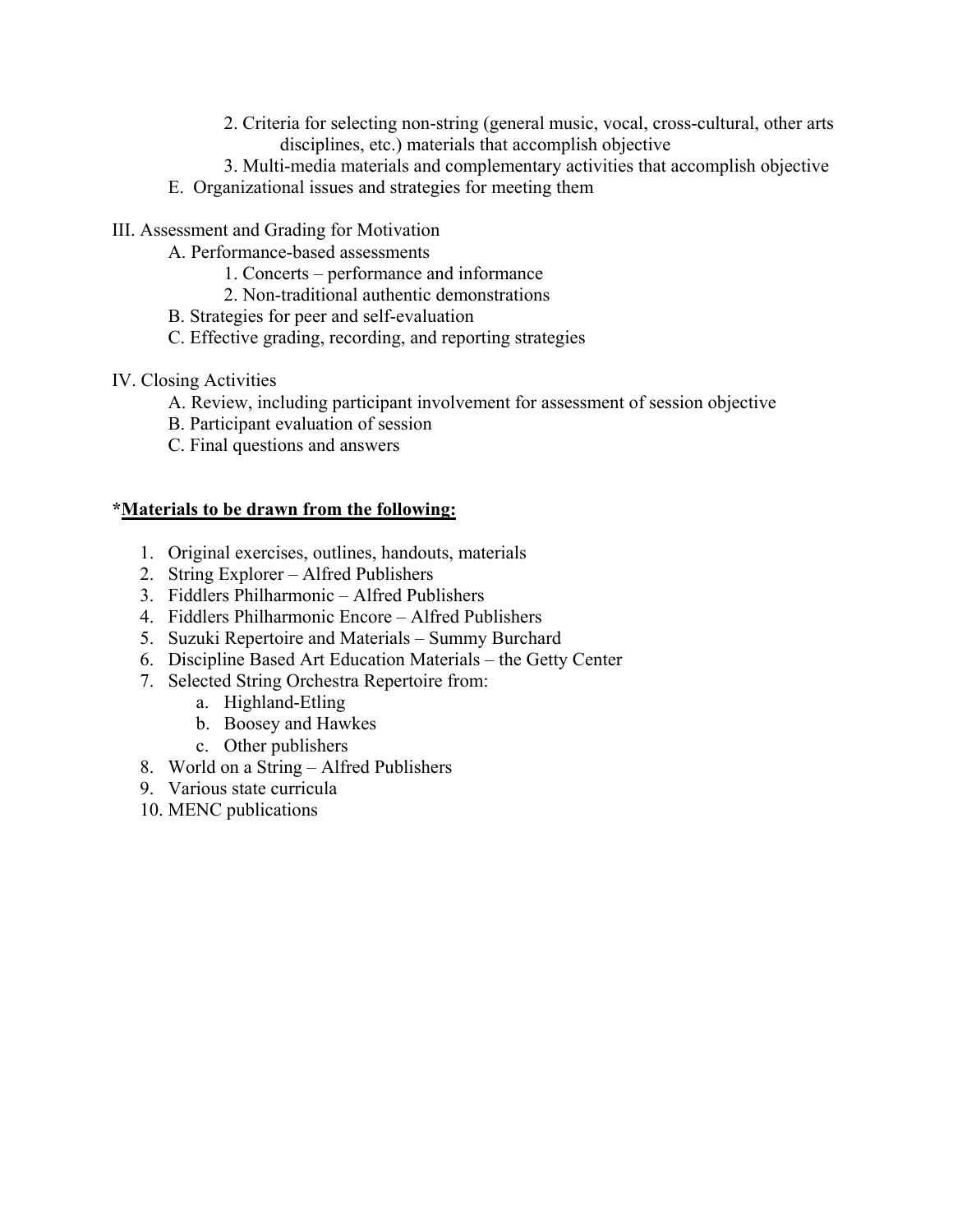2. Criteria for selecting non-string (general music, vocal, cross-cultural, other arts disciplines, etc.) materials that accomplish objective
        3. Multi-media materials and complementary activities that accomplish objective

    E. Organizational issues and strategies for meeting them

III. Assessment and Grading for Motivation

    A. Performance-based assessments
        1. Concerts – performance and informance
        2. Non-traditional authentic demonstrations

    B. Strategies for peer and self-evaluation

    C. Effective grading, recording, and reporting strategies

IV. Closing Activities

    A. Review, including participant involvement for assessment of session objective

    B. Participant evaluation of session

    C. Final questions and answers

**\*<u>Materials to be drawn from the following:</u>**

1. Original exercises, outlines, handouts, materials
2. String Explorer – Alfred Publishers
3. Fiddlers Philharmonic – Alfred Publishers
4. Fiddlers Philharmonic Encore – Alfred Publishers
5. Suzuki Repertoire and Materials – Summy Burchard
6. Discipline Based Art Education Materials – the Getty Center
7. Selected String Orchestra Repertoire from:
    a. Highland-Etling
    b. Boosey and Hawkes
    c. Other publishers
8. World on a String – Alfred Publishers
9. Various state curricula
10. MENC publications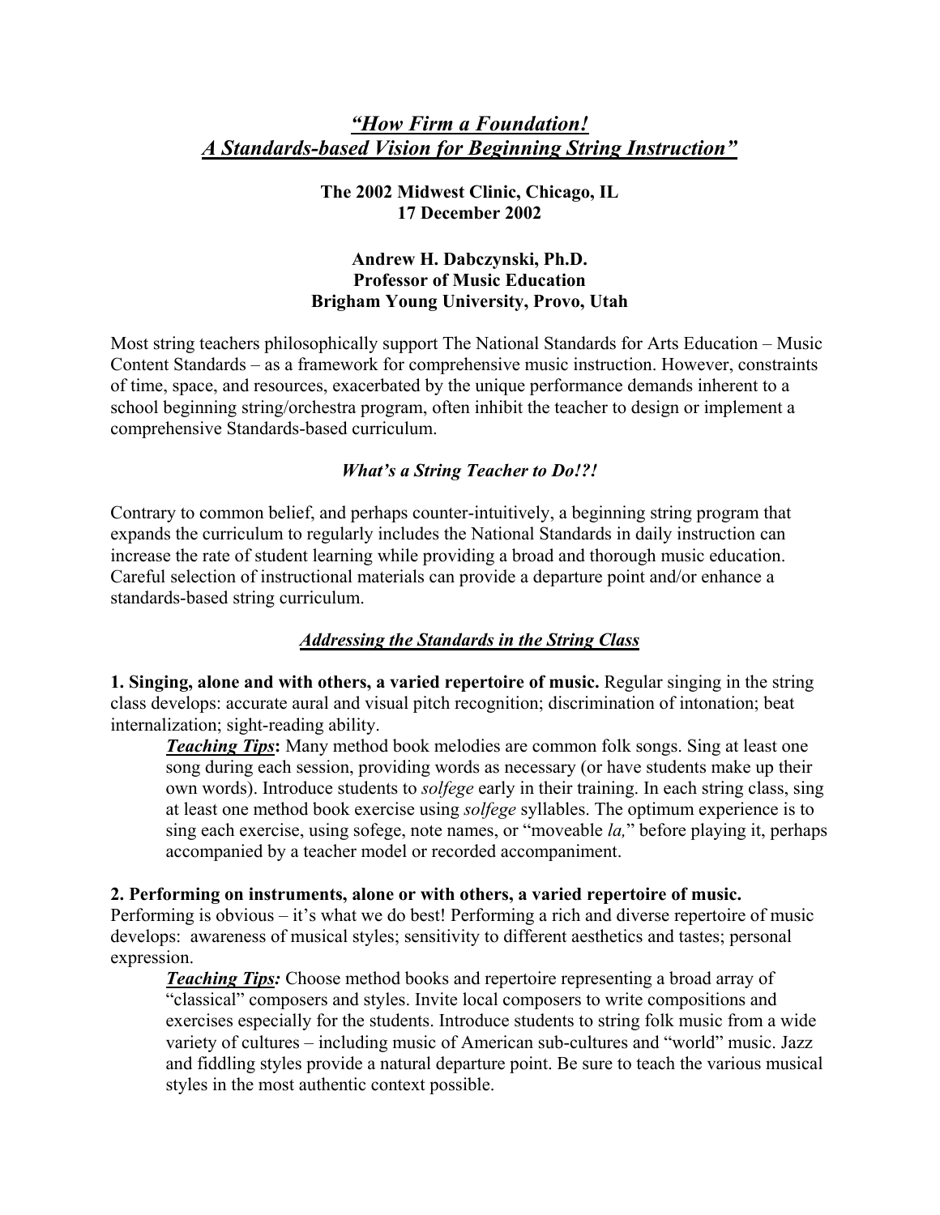## *"How Firm a Foundation! A Standards-based Vision for Beginning String Instruction"*

**The 2002 Midwest Clinic, Chicago, IL**
**17 December 2002**

**Andrew H. Dabczynski, Ph.D.**
**Professor of Music Education**
**Brigham Young University, Provo, Utah**

Most string teachers philosophically support The National Standards for Arts Education – Music Content Standards – as a framework for comprehensive music instruction. However, constraints of time, space, and resources, exacerbated by the unique performance demands inherent to a school beginning string/orchestra program, often inhibit the teacher to design or implement a comprehensive Standards-based curriculum.

### *What's a String Teacher to Do!?!*

Contrary to common belief, and perhaps counter-intuitively, a beginning string program that expands the curriculum to regularly includes the National Standards in daily instruction can increase the rate of student learning while providing a broad and thorough music education. Careful selection of instructional materials can provide a departure point and/or enhance a standards-based string curriculum.

### *Addressing the Standards in the String Class*

**1. Singing, alone and with others, a varied repertoire of music.** Regular singing in the string class develops: accurate aural and visual pitch recognition; discrimination of intonation; beat internalization; sight-reading ability.

> ***Teaching Tips*:** Many method book melodies are common folk songs. Sing at least one song during each session, providing words as necessary (or have students make up their own words). Introduce students to *solfege* early in their training. In each string class, sing at least one method book exercise using *solfege* syllables. The optimum experience is to sing each exercise, using sofege, note names, or "moveable *la,*" before playing it, perhaps accompanied by a teacher model or recorded accompaniment.

**2. Performing on instruments, alone or with others, a varied repertoire of music.** Performing is obvious – it's what we do best! Performing a rich and diverse repertoire of music develops: awareness of musical styles; sensitivity to different aesthetics and tastes; personal expression.

> ***Teaching Tips:*** Choose method books and repertoire representing a broad array of "classical" composers and styles. Invite local composers to write compositions and exercises especially for the students. Introduce students to string folk music from a wide variety of cultures – including music of American sub-cultures and "world" music. Jazz and fiddling styles provide a natural departure point. Be sure to teach the various musical styles in the most authentic context possible.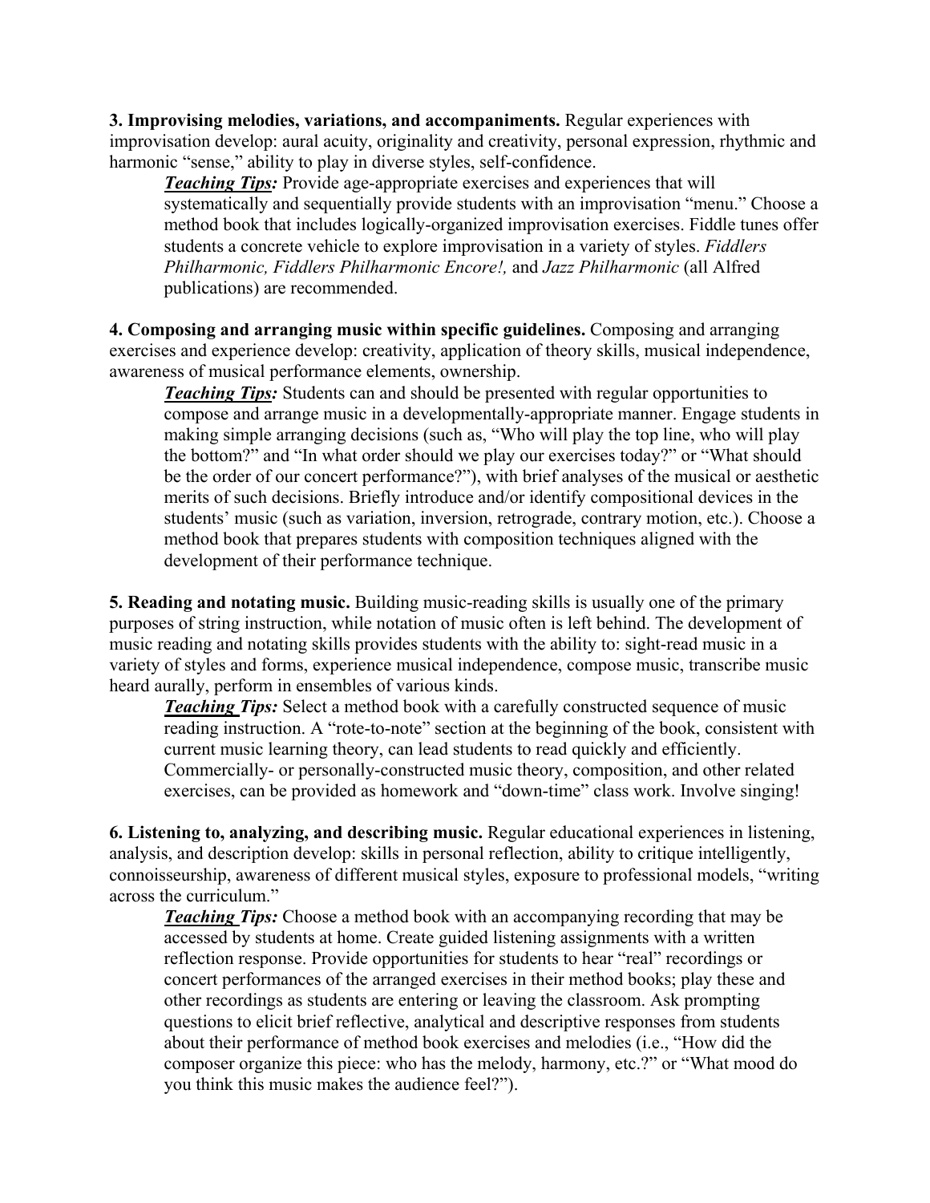**3. Improvising melodies, variations, and accompaniments.** Regular experiences with improvisation develop: aural acuity, originality and creativity, personal expression, rhythmic and harmonic "sense," ability to play in diverse styles, self-confidence.

> ***Teaching Tips:*** Provide age-appropriate exercises and experiences that will systematically and sequentially provide students with an improvisation "menu." Choose a method book that includes logically-organized improvisation exercises. Fiddle tunes offer students a concrete vehicle to explore improvisation in a variety of styles. *Fiddlers Philharmonic, Fiddlers Philharmonic Encore!,* and *Jazz Philharmonic* (all Alfred publications) are recommended.

**4. Composing and arranging music within specific guidelines.** Composing and arranging exercises and experience develop: creativity, application of theory skills, musical independence, awareness of musical performance elements, ownership.

> ***Teaching Tips:*** Students can and should be presented with regular opportunities to compose and arrange music in a developmentally-appropriate manner. Engage students in making simple arranging decisions (such as, "Who will play the top line, who will play the bottom?" and "In what order should we play our exercises today?" or "What should be the order of our concert performance?"), with brief analyses of the musical or aesthetic merits of such decisions. Briefly introduce and/or identify compositional devices in the students' music (such as variation, inversion, retrograde, contrary motion, etc.). Choose a method book that prepares students with composition techniques aligned with the development of their performance technique.

**5. Reading and notating music.** Building music-reading skills is usually one of the primary purposes of string instruction, while notation of music often is left behind. The development of music reading and notating skills provides students with the ability to: sight-read music in a variety of styles and forms, experience musical independence, compose music, transcribe music heard aurally, perform in ensembles of various kinds.

> ***Teaching Tips:*** Select a method book with a carefully constructed sequence of music reading instruction. A "rote-to-note" section at the beginning of the book, consistent with current music learning theory, can lead students to read quickly and efficiently. Commercially- or personally-constructed music theory, composition, and other related exercises, can be provided as homework and "down-time" class work. Involve singing!

**6. Listening to, analyzing, and describing music.** Regular educational experiences in listening, analysis, and description develop: skills in personal reflection, ability to critique intelligently, connoisseurship, awareness of different musical styles, exposure to professional models, "writing across the curriculum."

> ***Teaching Tips:*** Choose a method book with an accompanying recording that may be accessed by students at home. Create guided listening assignments with a written reflection response. Provide opportunities for students to hear "real" recordings or concert performances of the arranged exercises in their method books; play these and other recordings as students are entering or leaving the classroom. Ask prompting questions to elicit brief reflective, analytical and descriptive responses from students about their performance of method book exercises and melodies (i.e., "How did the composer organize this piece: who has the melody, harmony, etc.?" or "What mood do you think this music makes the audience feel?").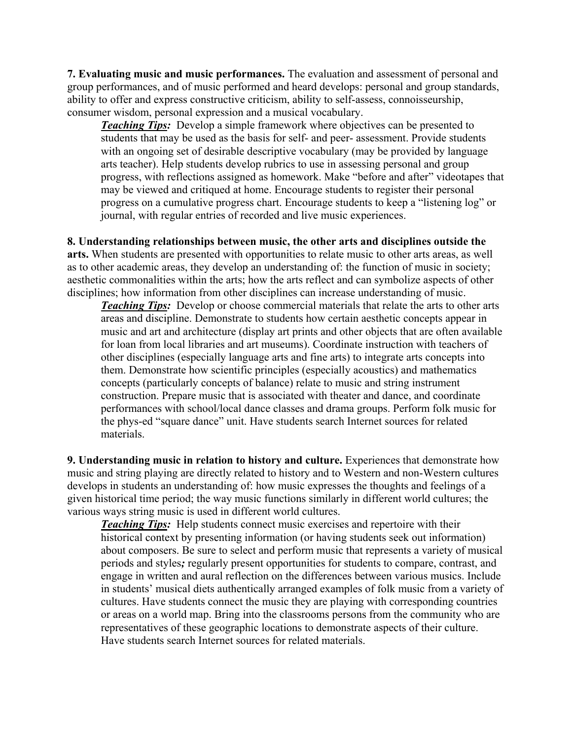**7. Evaluating music and music performances.** The evaluation and assessment of personal and group performances, and of music performed and heard develops: personal and group standards, ability to offer and express constructive criticism, ability to self-assess, connoisseurship, consumer wisdom, personal expression and a musical vocabulary.

***Teaching Tips:*** Develop a simple framework where objectives can be presented to students that may be used as the basis for self- and peer- assessment. Provide students with an ongoing set of desirable descriptive vocabulary (may be provided by language arts teacher). Help students develop rubrics to use in assessing personal and group progress, with reflections assigned as homework. Make "before and after" videotapes that may be viewed and critiqued at home. Encourage students to register their personal progress on a cumulative progress chart. Encourage students to keep a "listening log" or journal, with regular entries of recorded and live music experiences.

**8. Understanding relationships between music, the other arts and disciplines outside the arts.** When students are presented with opportunities to relate music to other arts areas, as well as to other academic areas, they develop an understanding of: the function of music in society; aesthetic commonalities within the arts; how the arts reflect and can symbolize aspects of other disciplines; how information from other disciplines can increase understanding of music.

***Teaching Tips:*** Develop or choose commercial materials that relate the arts to other arts areas and discipline. Demonstrate to students how certain aesthetic concepts appear in music and art and architecture (display art prints and other objects that are often available for loan from local libraries and art museums). Coordinate instruction with teachers of other disciplines (especially language arts and fine arts) to integrate arts concepts into them. Demonstrate how scientific principles (especially acoustics) and mathematics concepts (particularly concepts of balance) relate to music and string instrument construction. Prepare music that is associated with theater and dance, and coordinate performances with school/local dance classes and drama groups. Perform folk music for the phys-ed "square dance" unit. Have students search Internet sources for related materials.

**9. Understanding music in relation to history and culture.** Experiences that demonstrate how music and string playing are directly related to history and to Western and non-Western cultures develops in students an understanding of: how music expresses the thoughts and feelings of a given historical time period; the way music functions similarly in different world cultures; the various ways string music is used in different world cultures.

***Teaching Tips:*** Help students connect music exercises and repertoire with their historical context by presenting information (or having students seek out information) about composers. Be sure to select and perform music that represents a variety of musical periods and styles***;*** regularly present opportunities for students to compare, contrast, and engage in written and aural reflection on the differences between various musics. Include in students' musical diets authentically arranged examples of folk music from a variety of cultures. Have students connect the music they are playing with corresponding countries or areas on a world map. Bring into the classrooms persons from the community who are representatives of these geographic locations to demonstrate aspects of their culture. Have students search Internet sources for related materials.